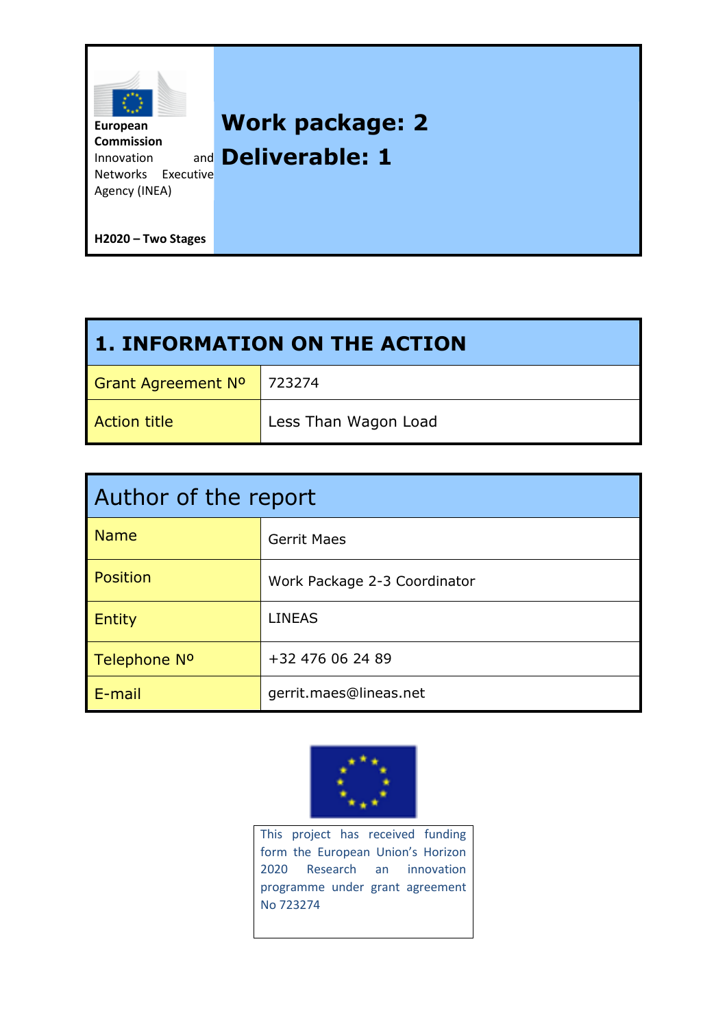European Commission
Innovation and Networks Executive Agency (INEA)

**H2020 – Two Stages**

# Work package: 2
# Deliverable: 1

| 1. INFORMATION ON THE ACTION | |
|---|---|
| Grant Agreement Nº | 723274 |
| Action title | Less Than Wagon Load |

| Author of the report | |
|---|---|
| Name | Gerrit Maes |
| Position | Work Package 2-3 Coordinator |
| Entity | LINEAS |
| Telephone Nº | +32 476 06 24 89 |
| E-mail | gerrit.maes@lineas.net |

This project has received funding form the European Union's Horizon 2020 Research an innovation programme under grant agreement No 723274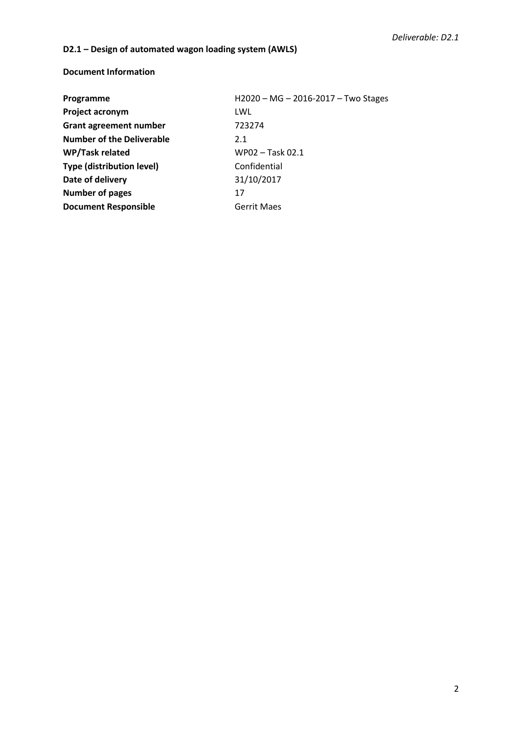**D2.1 – Design of automated wagon loading system (AWLS)**

**Document Information**

| | |
|---|---|
| **Programme** | H2020 – MG – 2016-2017 – Two Stages |
| **Project acronym** | LWL |
| **Grant agreement number** | 723274 |
| **Number of the Deliverable** | 2.1 |
| **WP/Task related** | WP02 – Task 02.1 |
| **Type (distribution level)** | Confidential |
| **Date of delivery** | 31/10/2017 |
| **Number of pages** | 17 |
| **Document Responsible** | Gerrit Maes |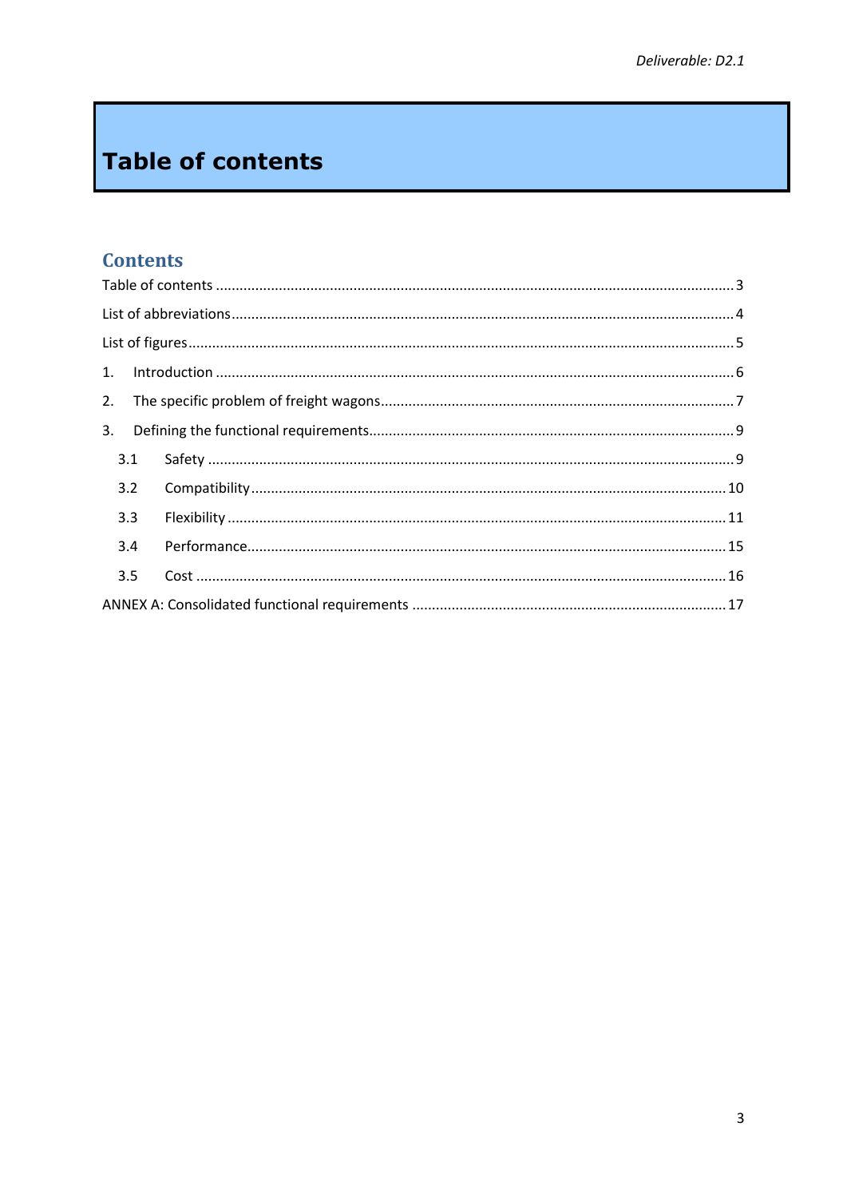# Table of contents

## Contents

Table of contents ..................................................................................................................... 3

List of abbreviations ................................................................................................................. 4

List of figures ........................................................................................................................... 5

1. Introduction ......................................................................................................................... 6

2. The specific problem of freight wagons ............................................................................... 7

3. Defining the functional requirements ................................................................................... 9

   3.1 Safety ............................................................................................................................. 9

   3.2 Compatibility ................................................................................................................ 10

   3.3 Flexibility ...................................................................................................................... 11

   3.4 Performance ................................................................................................................. 15

   3.5 Cost .............................................................................................................................. 16

ANNEX A: Consolidated functional requirements ................................................................... 17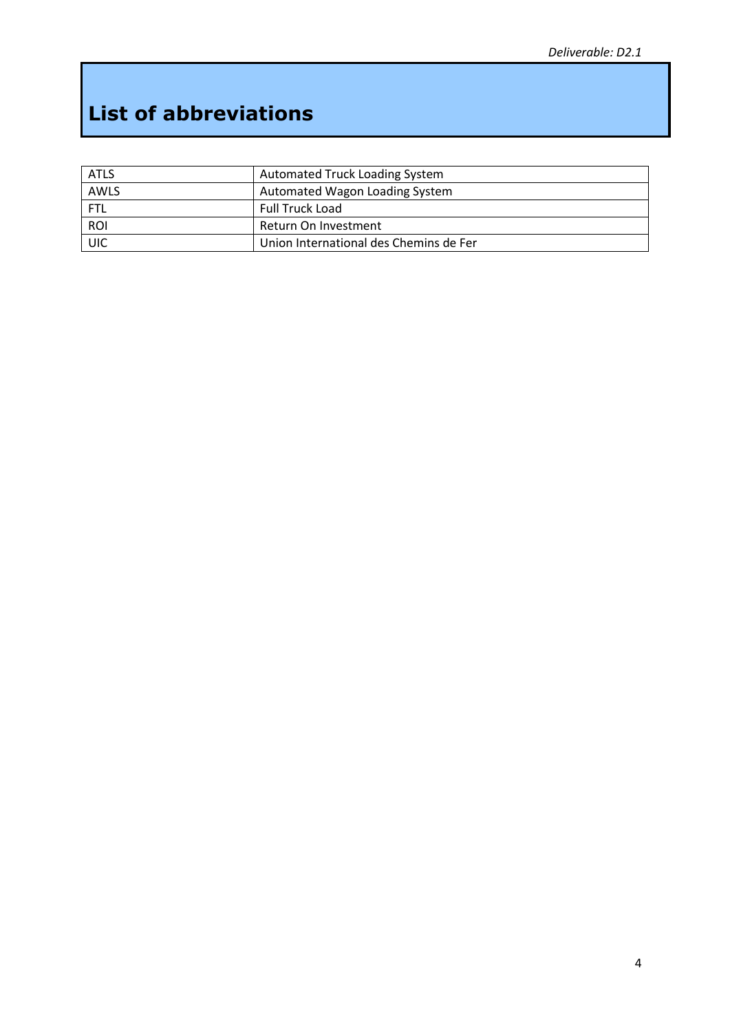# List of abbreviations

| | |
|---|---|
| ATLS | Automated Truck Loading System |
| AWLS | Automated Wagon Loading System |
| FTL | Full Truck Load |
| ROI | Return On Investment |
| UIC | Union International des Chemins de Fer |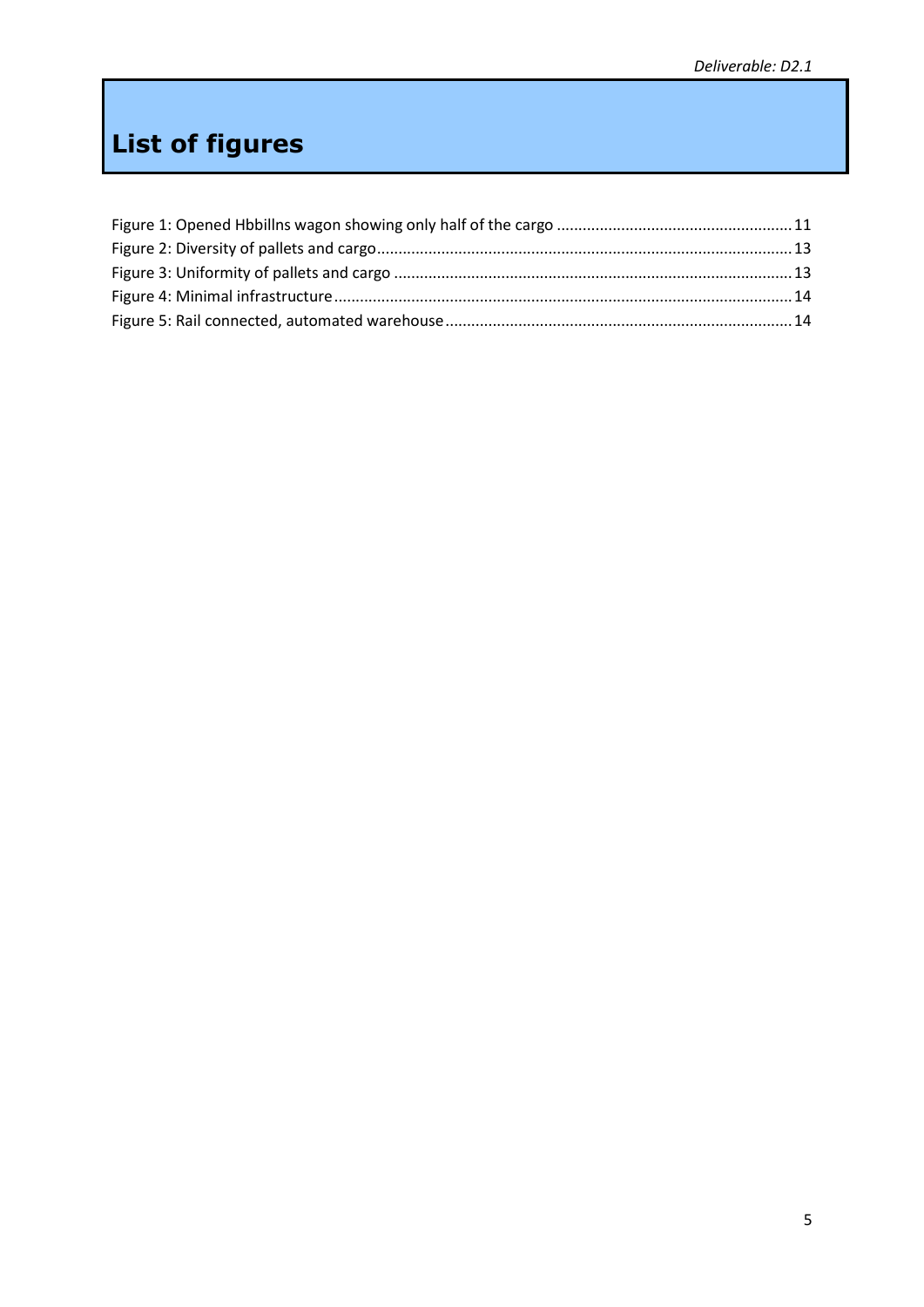# List of figures

Figure 1: Opened Hbbillns wagon showing only half of the cargo ....................................................... 11
Figure 2: Diversity of pallets and cargo................................................................................................ 13
Figure 3: Uniformity of pallets and cargo ............................................................................................ 13
Figure 4: Minimal infrastructure.......................................................................................................... 14
Figure 5: Rail connected, automated warehouse................................................................................ 14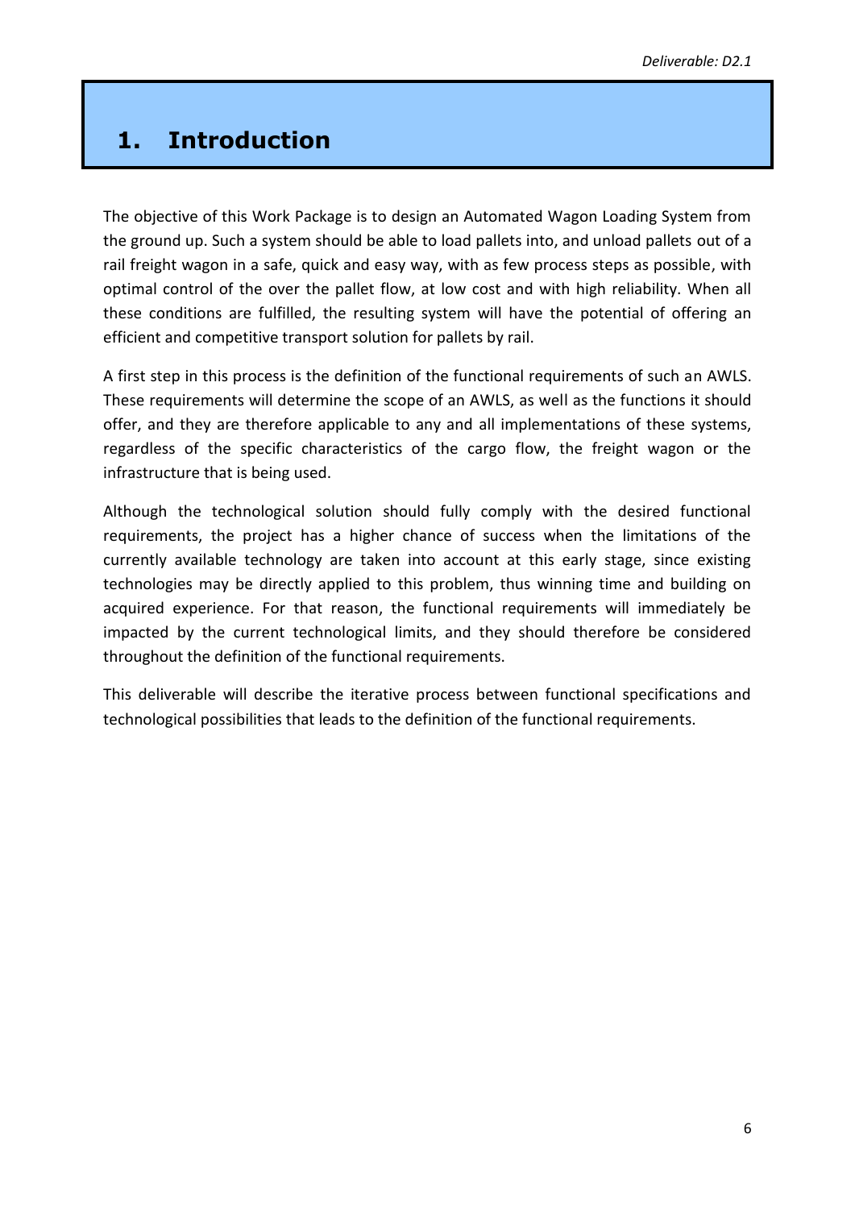# 1. Introduction

The objective of this Work Package is to design an Automated Wagon Loading System from the ground up. Such a system should be able to load pallets into, and unload pallets out of a rail freight wagon in a safe, quick and easy way, with as few process steps as possible, with optimal control of the over the pallet flow, at low cost and with high reliability. When all these conditions are fulfilled, the resulting system will have the potential of offering an efficient and competitive transport solution for pallets by rail.

A first step in this process is the definition of the functional requirements of such an AWLS. These requirements will determine the scope of an AWLS, as well as the functions it should offer, and they are therefore applicable to any and all implementations of these systems, regardless of the specific characteristics of the cargo flow, the freight wagon or the infrastructure that is being used.

Although the technological solution should fully comply with the desired functional requirements, the project has a higher chance of success when the limitations of the currently available technology are taken into account at this early stage, since existing technologies may be directly applied to this problem, thus winning time and building on acquired experience. For that reason, the functional requirements will immediately be impacted by the current technological limits, and they should therefore be considered throughout the definition of the functional requirements.

This deliverable will describe the iterative process between functional specifications and technological possibilities that leads to the definition of the functional requirements.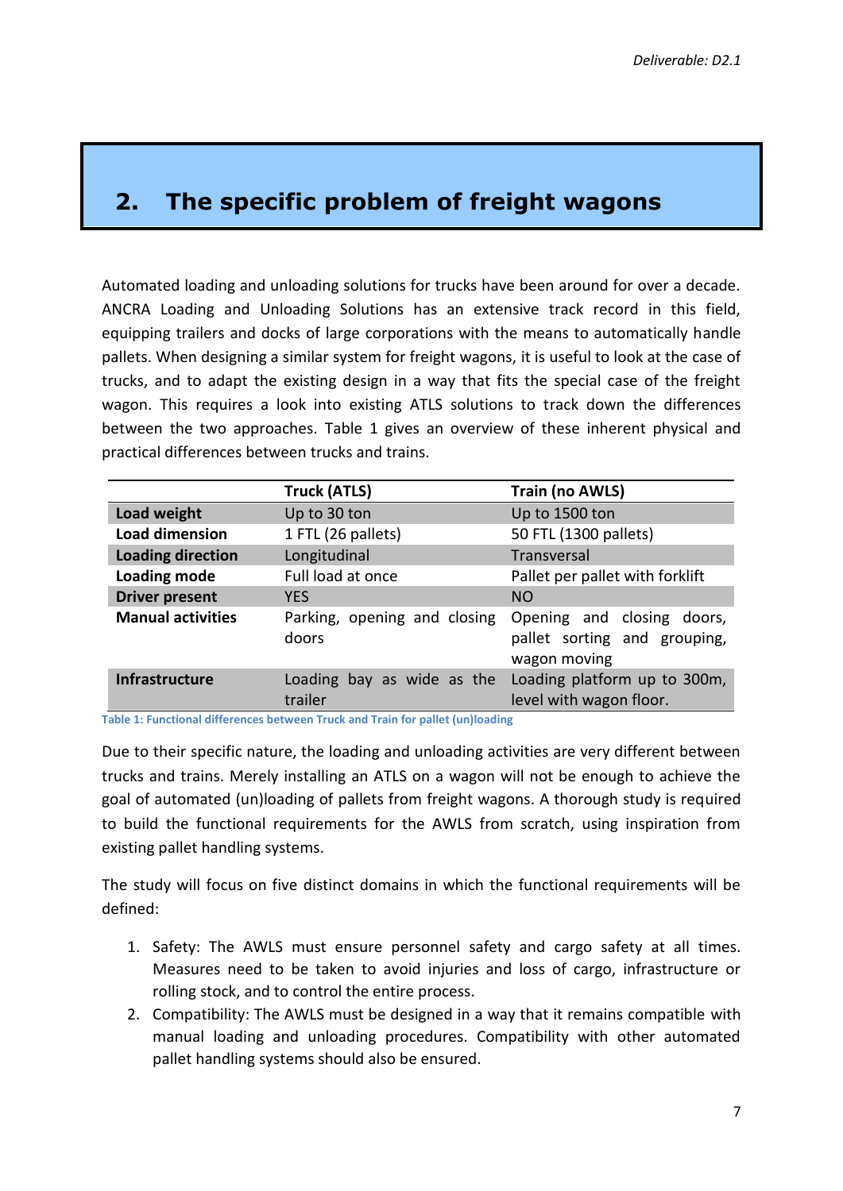## 2. The specific problem of freight wagons

Automated loading and unloading solutions for trucks have been around for over a decade. ANCRA Loading and Unloading Solutions has an extensive track record in this field, equipping trailers and docks of large corporations with the means to automatically handle pallets. When designing a similar system for freight wagons, it is useful to look at the case of trucks, and to adapt the existing design in a way that fits the special case of the freight wagon. This requires a look into existing ATLS solutions to track down the differences between the two approaches. Table 1 gives an overview of these inherent physical and practical differences between trucks and trains.

| | Truck (ATLS) | Train (no AWLS) |
|---|---|---|
| **Load weight** | Up to 30 ton | Up to 1500 ton |
| **Load dimension** | 1 FTL (26 pallets) | 50 FTL (1300 pallets) |
| **Loading direction** | Longitudinal | Transversal |
| **Loading mode** | Full load at once | Pallet per pallet with forklift |
| **Driver present** | YES | NO |
| **Manual activities** | Parking, opening and closing doors | Opening and closing doors, pallet sorting and grouping, wagon moving |
| **Infrastructure** | Loading bay as wide as the trailer | Loading platform up to 300m, level with wagon floor. |

Table 1: Functional differences between Truck and Train for pallet (un)loading

Due to their specific nature, the loading and unloading activities are very different between trucks and trains. Merely installing an ATLS on a wagon will not be enough to achieve the goal of automated (un)loading of pallets from freight wagons. A thorough study is required to build the functional requirements for the AWLS from scratch, using inspiration from existing pallet handling systems.

The study will focus on five distinct domains in which the functional requirements will be defined:

1. Safety: The AWLS must ensure personnel safety and cargo safety at all times. Measures need to be taken to avoid injuries and loss of cargo, infrastructure or rolling stock, and to control the entire process.
2. Compatibility: The AWLS must be designed in a way that it remains compatible with manual loading and unloading procedures. Compatibility with other automated pallet handling systems should also be ensured.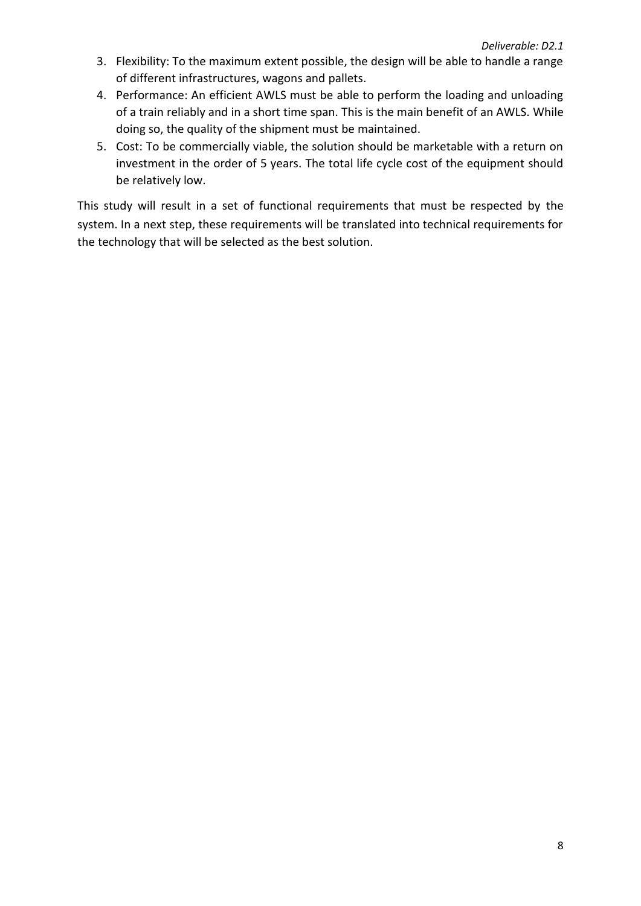3. Flexibility: To the maximum extent possible, the design will be able to handle a range of different infrastructures, wagons and pallets.
4. Performance: An efficient AWLS must be able to perform the loading and unloading of a train reliably and in a short time span. This is the main benefit of an AWLS. While doing so, the quality of the shipment must be maintained.
5. Cost: To be commercially viable, the solution should be marketable with a return on investment in the order of 5 years. The total life cycle cost of the equipment should be relatively low.

This study will result in a set of functional requirements that must be respected by the system. In a next step, these requirements will be translated into technical requirements for the technology that will be selected as the best solution.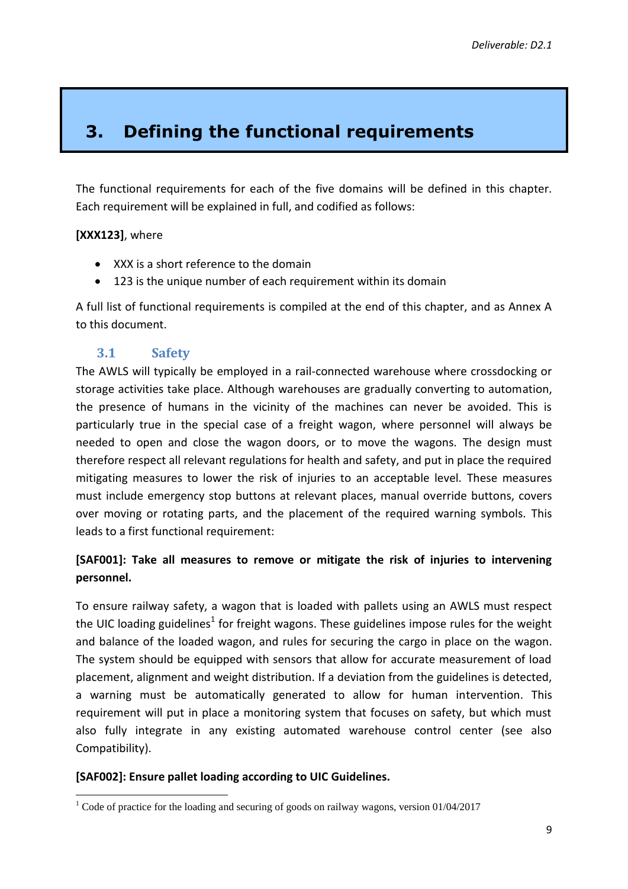# 3. Defining the functional requirements

The functional requirements for each of the five domains will be defined in this chapter. Each requirement will be explained in full, and codified as follows:

**[XXX123]**, where

- XXX is a short reference to the domain
- 123 is the unique number of each requirement within its domain

A full list of functional requirements is compiled at the end of this chapter, and as Annex A to this document.

## 3.1 Safety

The AWLS will typically be employed in a rail-connected warehouse where crossdocking or storage activities take place. Although warehouses are gradually converting to automation, the presence of humans in the vicinity of the machines can never be avoided. This is particularly true in the special case of a freight wagon, where personnel will always be needed to open and close the wagon doors, or to move the wagons. The design must therefore respect all relevant regulations for health and safety, and put in place the required mitigating measures to lower the risk of injuries to an acceptable level. These measures must include emergency stop buttons at relevant places, manual override buttons, covers over moving or rotating parts, and the placement of the required warning symbols. This leads to a first functional requirement:

**[SAF001]: Take all measures to remove or mitigate the risk of injuries to intervening personnel.**

To ensure railway safety, a wagon that is loaded with pallets using an AWLS must respect the UIC loading guidelines[1] for freight wagons. These guidelines impose rules for the weight and balance of the loaded wagon, and rules for securing the cargo in place on the wagon. The system should be equipped with sensors that allow for accurate measurement of load placement, alignment and weight distribution. If a deviation from the guidelines is detected, a warning must be automatically generated to allow for human intervention. This requirement will put in place a monitoring system that focuses on safety, but which must also fully integrate in any existing automated warehouse control center (see also Compatibility).

**[SAF002]: Ensure pallet loading according to UIC Guidelines.**

[1] Code of practice for the loading and securing of goods on railway wagons, version 01/04/2017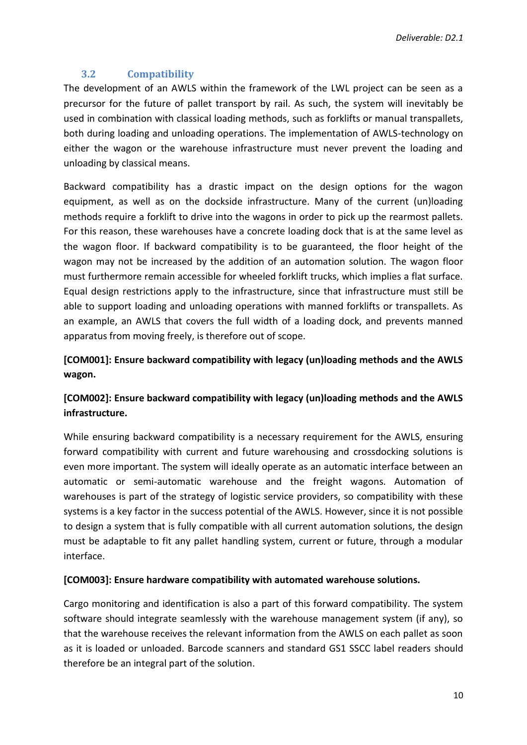### 3.2 Compatibility

The development of an AWLS within the framework of the LWL project can be seen as a precursor for the future of pallet transport by rail. As such, the system will inevitably be used in combination with classical loading methods, such as forklifts or manual transpallets, both during loading and unloading operations. The implementation of AWLS-technology on either the wagon or the warehouse infrastructure must never prevent the loading and unloading by classical means.

Backward compatibility has a drastic impact on the design options for the wagon equipment, as well as on the dockside infrastructure. Many of the current (un)loading methods require a forklift to drive into the wagons in order to pick up the rearmost pallets. For this reason, these warehouses have a concrete loading dock that is at the same level as the wagon floor. If backward compatibility is to be guaranteed, the floor height of the wagon may not be increased by the addition of an automation solution. The wagon floor must furthermore remain accessible for wheeled forklift trucks, which implies a flat surface. Equal design restrictions apply to the infrastructure, since that infrastructure must still be able to support loading and unloading operations with manned forklifts or transpallets. As an example, an AWLS that covers the full width of a loading dock, and prevents manned apparatus from moving freely, is therefore out of scope.

**[COM001]: Ensure backward compatibility with legacy (un)loading methods and the AWLS wagon.**

**[COM002]: Ensure backward compatibility with legacy (un)loading methods and the AWLS infrastructure.**

While ensuring backward compatibility is a necessary requirement for the AWLS, ensuring forward compatibility with current and future warehousing and crossdocking solutions is even more important. The system will ideally operate as an automatic interface between an automatic or semi-automatic warehouse and the freight wagons. Automation of warehouses is part of the strategy of logistic service providers, so compatibility with these systems is a key factor in the success potential of the AWLS. However, since it is not possible to design a system that is fully compatible with all current automation solutions, the design must be adaptable to fit any pallet handling system, current or future, through a modular interface.

**[COM003]: Ensure hardware compatibility with automated warehouse solutions.**

Cargo monitoring and identification is also a part of this forward compatibility. The system software should integrate seamlessly with the warehouse management system (if any), so that the warehouse receives the relevant information from the AWLS on each pallet as soon as it is loaded or unloaded. Barcode scanners and standard GS1 SSCC label readers should therefore be an integral part of the solution.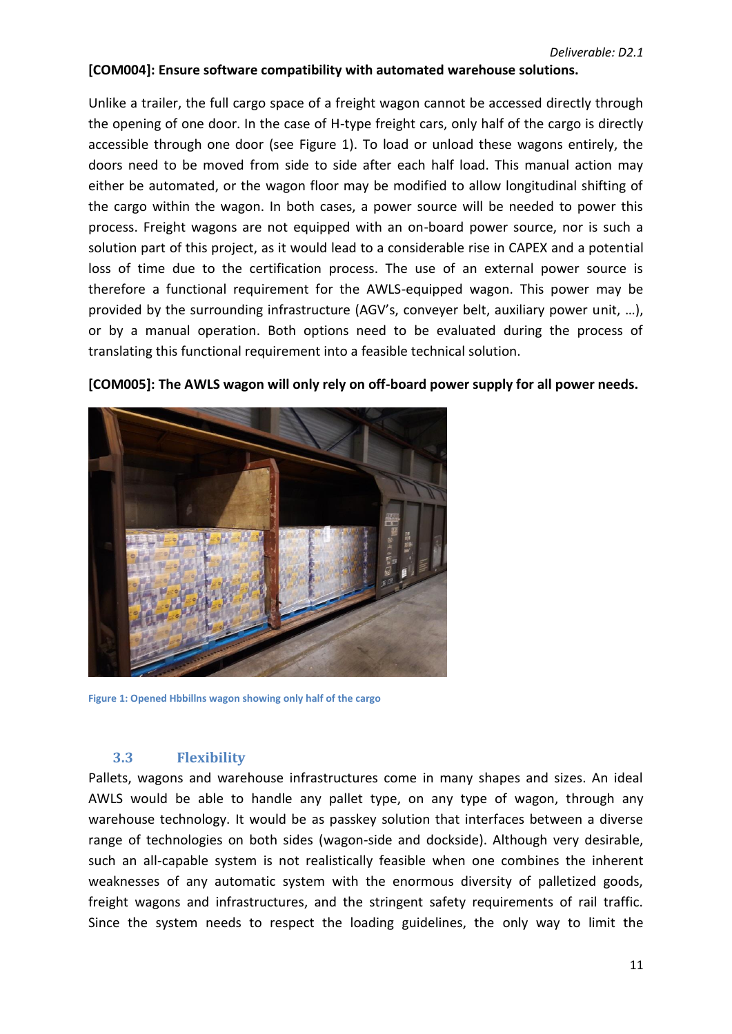**[COM004]: Ensure software compatibility with automated warehouse solutions.**

Unlike a trailer, the full cargo space of a freight wagon cannot be accessed directly through the opening of one door. In the case of H-type freight cars, only half of the cargo is directly accessible through one door (see Figure 1). To load or unload these wagons entirely, the doors need to be moved from side to side after each half load. This manual action may either be automated, or the wagon floor may be modified to allow longitudinal shifting of the cargo within the wagon. In both cases, a power source will be needed to power this process. Freight wagons are not equipped with an on-board power source, nor is such a solution part of this project, as it would lead to a considerable rise in CAPEX and a potential loss of time due to the certification process. The use of an external power source is therefore a functional requirement for the AWLS-equipped wagon. This power may be provided by the surrounding infrastructure (AGV's, conveyer belt, auxiliary power unit, …), or by a manual operation. Both options need to be evaluated during the process of translating this functional requirement into a feasible technical solution.

**[COM005]: The AWLS wagon will only rely on off-board power supply for all power needs.**

Figure 1: Opened Hbbillns wagon showing only half of the cargo

### 3.3 Flexibility

Pallets, wagons and warehouse infrastructures come in many shapes and sizes. An ideal AWLS would be able to handle any pallet type, on any type of wagon, through any warehouse technology. It would be as passkey solution that interfaces between a diverse range of technologies on both sides (wagon-side and dockside). Although very desirable, such an all-capable system is not realistically feasible when one combines the inherent weaknesses of any automatic system with the enormous diversity of palletized goods, freight wagons and infrastructures, and the stringent safety requirements of rail traffic. Since the system needs to respect the loading guidelines, the only way to limit the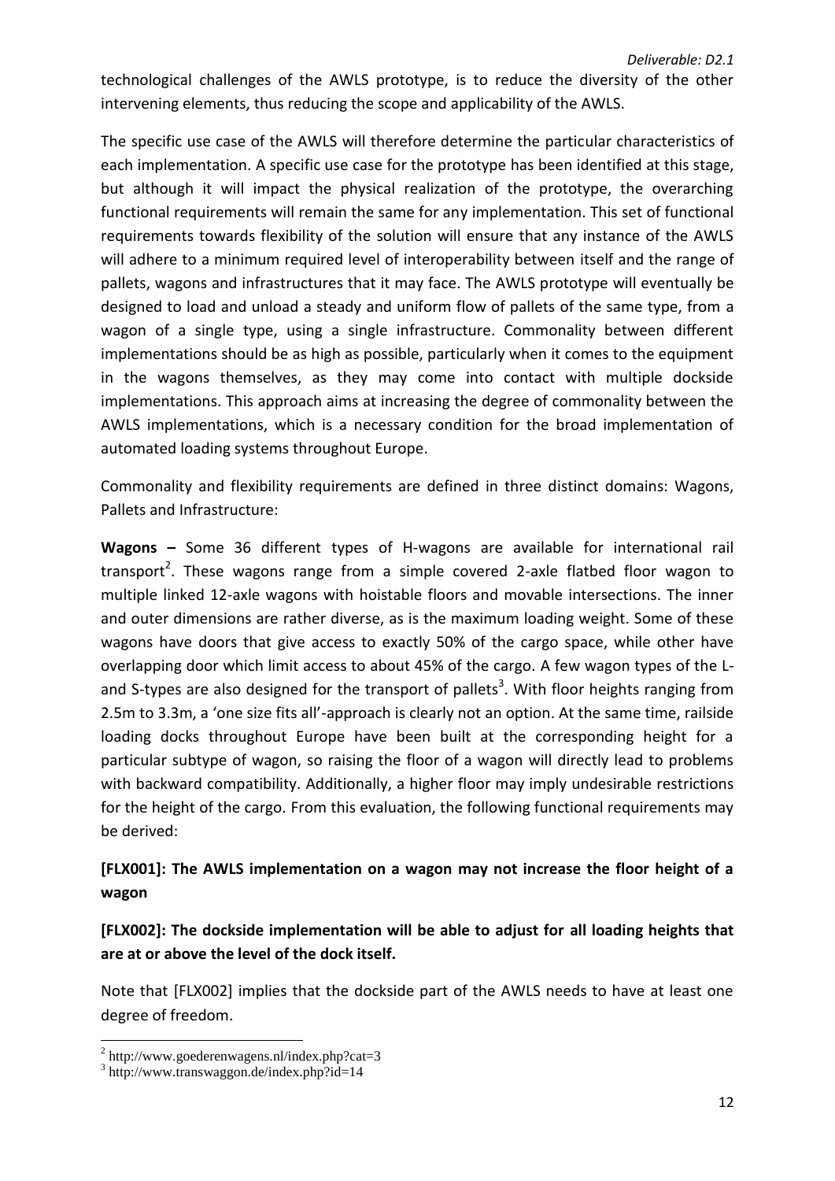technological challenges of the AWLS prototype, is to reduce the diversity of the other intervening elements, thus reducing the scope and applicability of the AWLS.

The specific use case of the AWLS will therefore determine the particular characteristics of each implementation. A specific use case for the prototype has been identified at this stage, but although it will impact the physical realization of the prototype, the overarching functional requirements will remain the same for any implementation. This set of functional requirements towards flexibility of the solution will ensure that any instance of the AWLS will adhere to a minimum required level of interoperability between itself and the range of pallets, wagons and infrastructures that it may face. The AWLS prototype will eventually be designed to load and unload a steady and uniform flow of pallets of the same type, from a wagon of a single type, using a single infrastructure. Commonality between different implementations should be as high as possible, particularly when it comes to the equipment in the wagons themselves, as they may come into contact with multiple dockside implementations. This approach aims at increasing the degree of commonality between the AWLS implementations, which is a necessary condition for the broad implementation of automated loading systems throughout Europe.

Commonality and flexibility requirements are defined in three distinct domains: Wagons, Pallets and Infrastructure:

**Wagons –** Some 36 different types of H-wagons are available for international rail transport[2]. These wagons range from a simple covered 2-axle flatbed floor wagon to multiple linked 12-axle wagons with hoistable floors and movable intersections. The inner and outer dimensions are rather diverse, as is the maximum loading weight. Some of these wagons have doors that give access to exactly 50% of the cargo space, while other have overlapping door which limit access to about 45% of the cargo. A few wagon types of the L- and S-types are also designed for the transport of pallets[3]. With floor heights ranging from 2.5m to 3.3m, a 'one size fits all'-approach is clearly not an option. At the same time, railside loading docks throughout Europe have been built at the corresponding height for a particular subtype of wagon, so raising the floor of a wagon will directly lead to problems with backward compatibility. Additionally, a higher floor may imply undesirable restrictions for the height of the cargo. From this evaluation, the following functional requirements may be derived:

**[FLX001]: The AWLS implementation on a wagon may not increase the floor height of a wagon**

**[FLX002]: The dockside implementation will be able to adjust for all loading heights that are at or above the level of the dock itself.**

Note that [FLX002] implies that the dockside part of the AWLS needs to have at least one degree of freedom.

[2] http://www.goederenwagens.nl/index.php?cat=3
[3] http://www.transwaggon.de/index.php?id=14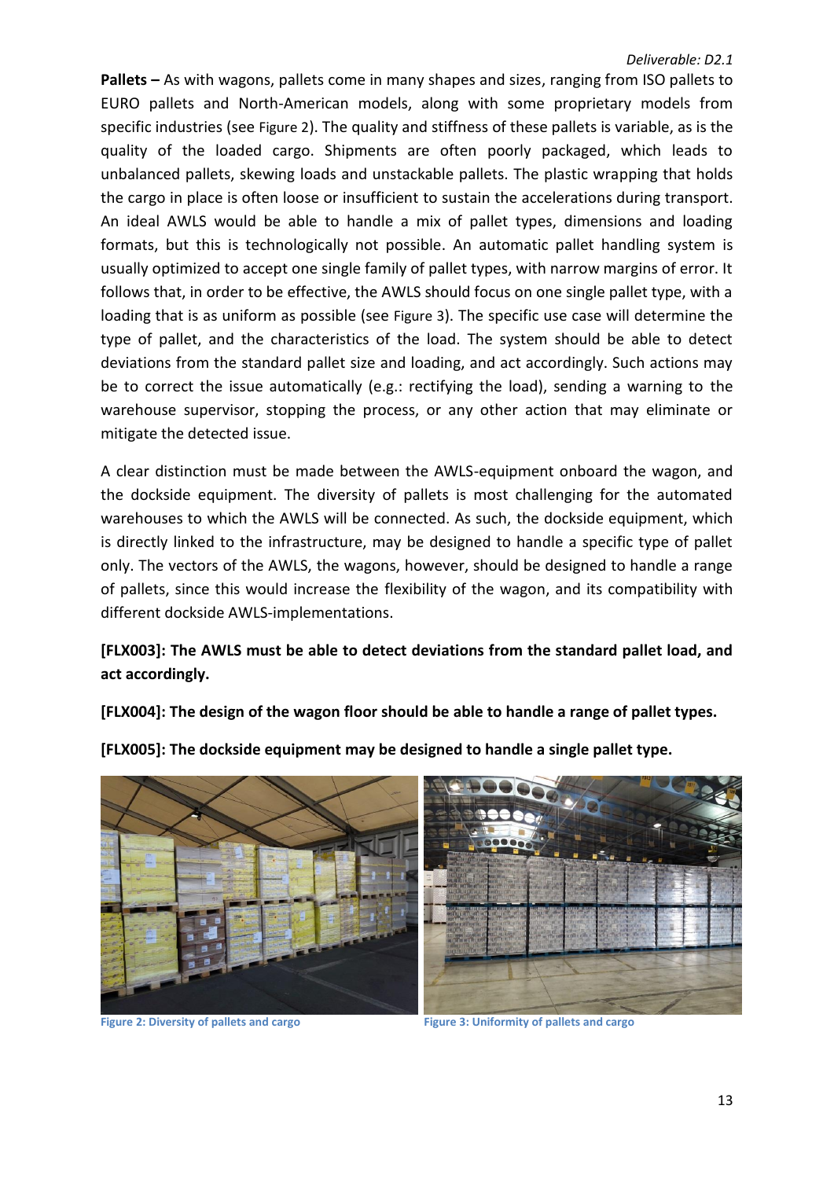**Pallets –** As with wagons, pallets come in many shapes and sizes, ranging from ISO pallets to EURO pallets and North-American models, along with some proprietary models from specific industries (see Figure 2). The quality and stiffness of these pallets is variable, as is the quality of the loaded cargo. Shipments are often poorly packaged, which leads to unbalanced pallets, skewing loads and unstackable pallets. The plastic wrapping that holds the cargo in place is often loose or insufficient to sustain the accelerations during transport. An ideal AWLS would be able to handle a mix of pallet types, dimensions and loading formats, but this is technologically not possible. An automatic pallet handling system is usually optimized to accept one single family of pallet types, with narrow margins of error. It follows that, in order to be effective, the AWLS should focus on one single pallet type, with a loading that is as uniform as possible (see Figure 3). The specific use case will determine the type of pallet, and the characteristics of the load. The system should be able to detect deviations from the standard pallet size and loading, and act accordingly. Such actions may be to correct the issue automatically (e.g.: rectifying the load), sending a warning to the warehouse supervisor, stopping the process, or any other action that may eliminate or mitigate the detected issue.

A clear distinction must be made between the AWLS-equipment onboard the wagon, and the dockside equipment. The diversity of pallets is most challenging for the automated warehouses to which the AWLS will be connected. As such, the dockside equipment, which is directly linked to the infrastructure, may be designed to handle a specific type of pallet only. The vectors of the AWLS, the wagons, however, should be designed to handle a range of pallets, since this would increase the flexibility of the wagon, and its compatibility with different dockside AWLS-implementations.

**[FLX003]: The AWLS must be able to detect deviations from the standard pallet load, and act accordingly.**

**[FLX004]: The design of the wagon floor should be able to handle a range of pallet types.**

**[FLX005]: The dockside equipment may be designed to handle a single pallet type.**

Figure 2: Diversity of pallets and cargo

Figure 3: Uniformity of pallets and cargo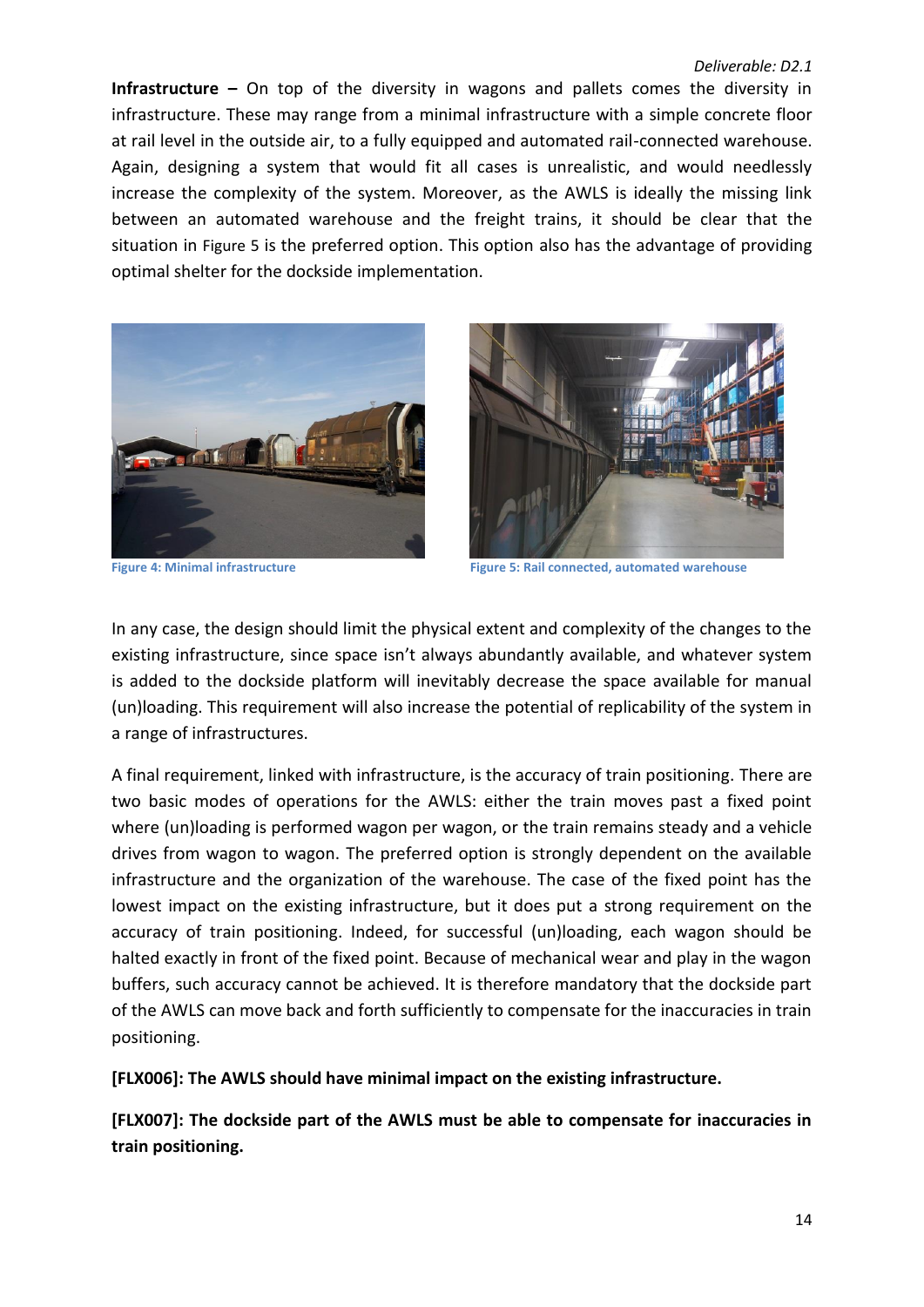**Infrastructure –** On top of the diversity in wagons and pallets comes the diversity in infrastructure. These may range from a minimal infrastructure with a simple concrete floor at rail level in the outside air, to a fully equipped and automated rail-connected warehouse. Again, designing a system that would fit all cases is unrealistic, and would needlessly increase the complexity of the system. Moreover, as the AWLS is ideally the missing link between an automated warehouse and the freight trains, it should be clear that the situation in Figure 5 is the preferred option. This option also has the advantage of providing optimal shelter for the dockside implementation.

Figure 4: Minimal infrastructure

Figure 5: Rail connected, automated warehouse

In any case, the design should limit the physical extent and complexity of the changes to the existing infrastructure, since space isn't always abundantly available, and whatever system is added to the dockside platform will inevitably decrease the space available for manual (un)loading. This requirement will also increase the potential of replicability of the system in a range of infrastructures.

A final requirement, linked with infrastructure, is the accuracy of train positioning. There are two basic modes of operations for the AWLS: either the train moves past a fixed point where (un)loading is performed wagon per wagon, or the train remains steady and a vehicle drives from wagon to wagon. The preferred option is strongly dependent on the available infrastructure and the organization of the warehouse. The case of the fixed point has the lowest impact on the existing infrastructure, but it does put a strong requirement on the accuracy of train positioning. Indeed, for successful (un)loading, each wagon should be halted exactly in front of the fixed point. Because of mechanical wear and play in the wagon buffers, such accuracy cannot be achieved. It is therefore mandatory that the dockside part of the AWLS can move back and forth sufficiently to compensate for the inaccuracies in train positioning.

**[FLX006]: The AWLS should have minimal impact on the existing infrastructure.**

**[FLX007]: The dockside part of the AWLS must be able to compensate for inaccuracies in train positioning.**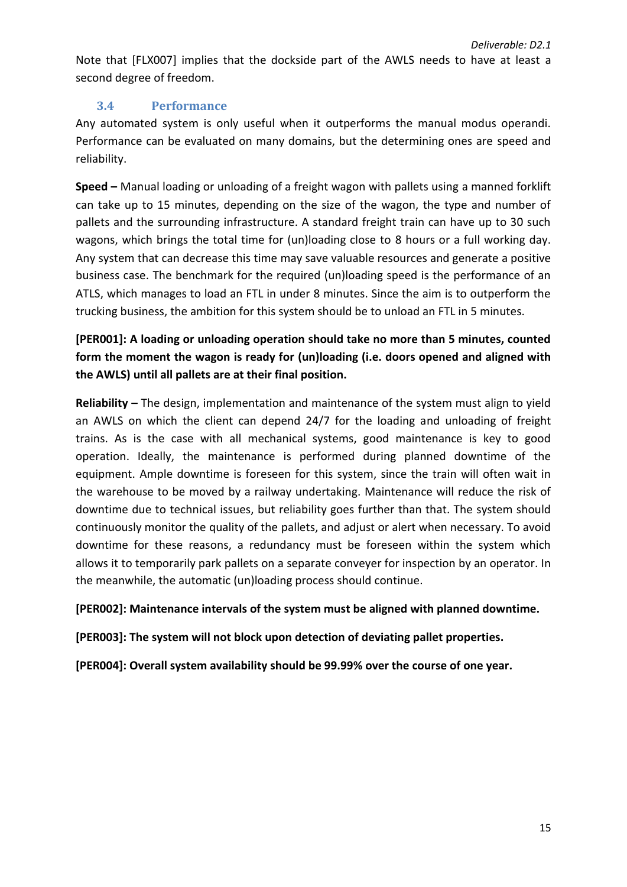Note that [FLX007] implies that the dockside part of the AWLS needs to have at least a second degree of freedom.

### 3.4 Performance

Any automated system is only useful when it outperforms the manual modus operandi. Performance can be evaluated on many domains, but the determining ones are speed and reliability.

**Speed –** Manual loading or unloading of a freight wagon with pallets using a manned forklift can take up to 15 minutes, depending on the size of the wagon, the type and number of pallets and the surrounding infrastructure. A standard freight train can have up to 30 such wagons, which brings the total time for (un)loading close to 8 hours or a full working day. Any system that can decrease this time may save valuable resources and generate a positive business case. The benchmark for the required (un)loading speed is the performance of an ATLS, which manages to load an FTL in under 8 minutes. Since the aim is to outperform the trucking business, the ambition for this system should be to unload an FTL in 5 minutes.

**[PER001]: A loading or unloading operation should take no more than 5 minutes, counted form the moment the wagon is ready for (un)loading (i.e. doors opened and aligned with the AWLS) until all pallets are at their final position.**

**Reliability –** The design, implementation and maintenance of the system must align to yield an AWLS on which the client can depend 24/7 for the loading and unloading of freight trains. As is the case with all mechanical systems, good maintenance is key to good operation. Ideally, the maintenance is performed during planned downtime of the equipment. Ample downtime is foreseen for this system, since the train will often wait in the warehouse to be moved by a railway undertaking. Maintenance will reduce the risk of downtime due to technical issues, but reliability goes further than that. The system should continuously monitor the quality of the pallets, and adjust or alert when necessary. To avoid downtime for these reasons, a redundancy must be foreseen within the system which allows it to temporarily park pallets on a separate conveyer for inspection by an operator. In the meanwhile, the automatic (un)loading process should continue.

**[PER002]: Maintenance intervals of the system must be aligned with planned downtime.**

**[PER003]: The system will not block upon detection of deviating pallet properties.**

**[PER004]: Overall system availability should be 99.99% over the course of one year.**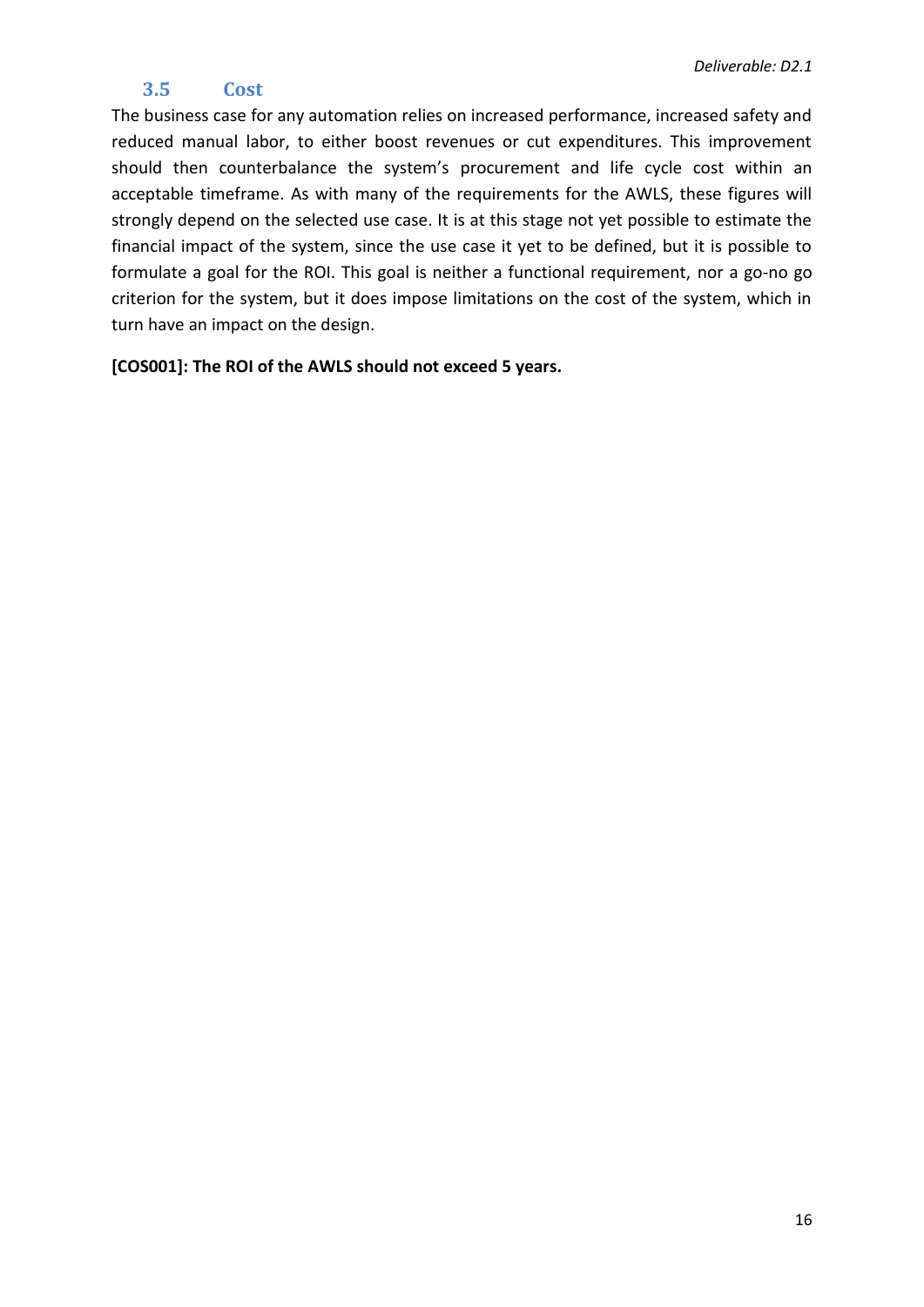## 3.5 Cost

The business case for any automation relies on increased performance, increased safety and reduced manual labor, to either boost revenues or cut expenditures. This improvement should then counterbalance the system's procurement and life cycle cost within an acceptable timeframe. As with many of the requirements for the AWLS, these figures will strongly depend on the selected use case. It is at this stage not yet possible to estimate the financial impact of the system, since the use case it yet to be defined, but it is possible to formulate a goal for the ROI. This goal is neither a functional requirement, nor a go-no go criterion for the system, but it does impose limitations on the cost of the system, which in turn have an impact on the design.

**[COS001]: The ROI of the AWLS should not exceed 5 years.**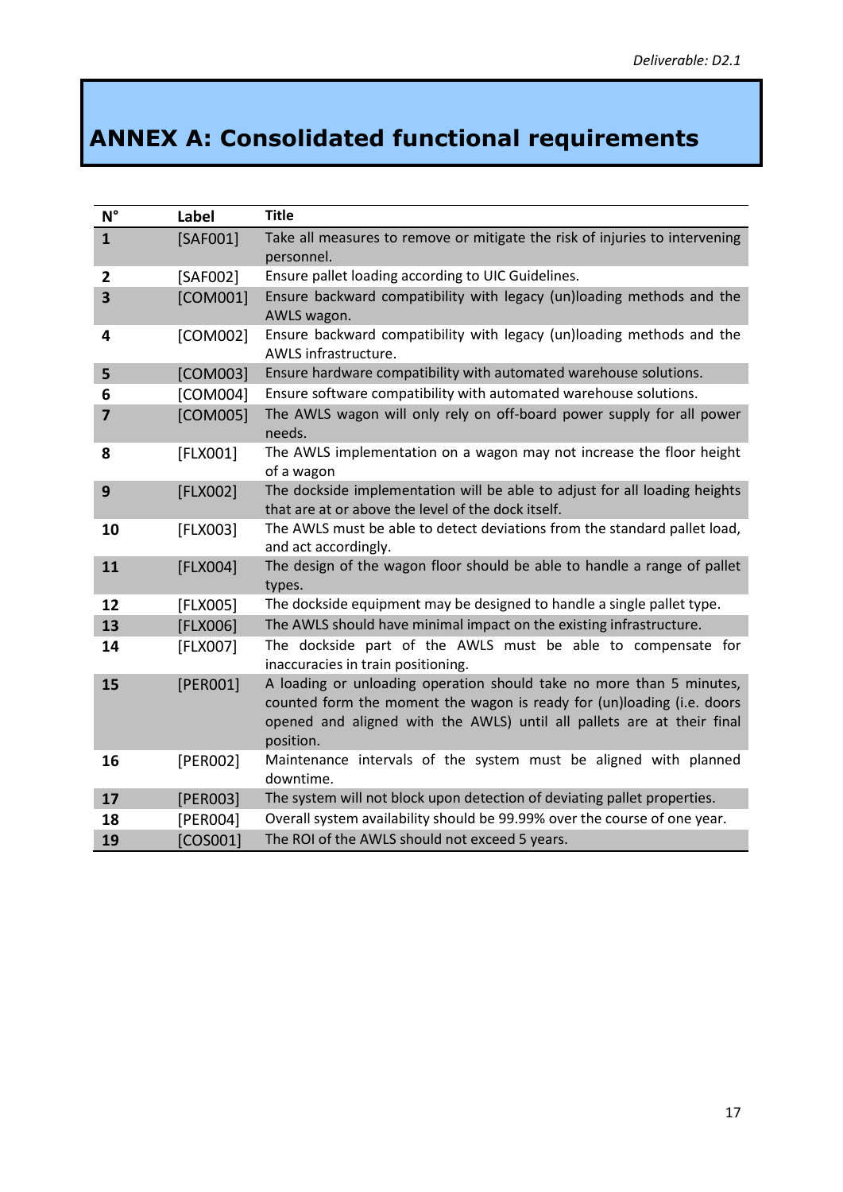# ANNEX A: Consolidated functional requirements

| N° | Label | Title |
|---|---|---|
| **1** | [SAF001] | Take all measures to remove or mitigate the risk of injuries to intervening personnel. |
| **2** | [SAF002] | Ensure pallet loading according to UIC Guidelines. |
| **3** | [COM001] | Ensure backward compatibility with legacy (un)loading methods and the AWLS wagon. |
| **4** | [COM002] | Ensure backward compatibility with legacy (un)loading methods and the AWLS infrastructure. |
| **5** | [COM003] | Ensure hardware compatibility with automated warehouse solutions. |
| **6** | [COM004] | Ensure software compatibility with automated warehouse solutions. |
| **7** | [COM005] | The AWLS wagon will only rely on off-board power supply for all power needs. |
| **8** | [FLX001] | The AWLS implementation on a wagon may not increase the floor height of a wagon |
| **9** | [FLX002] | The dockside implementation will be able to adjust for all loading heights that are at or above the level of the dock itself. |
| **10** | [FLX003] | The AWLS must be able to detect deviations from the standard pallet load, and act accordingly. |
| **11** | [FLX004] | The design of the wagon floor should be able to handle a range of pallet types. |
| **12** | [FLX005] | The dockside equipment may be designed to handle a single pallet type. |
| **13** | [FLX006] | The AWLS should have minimal impact on the existing infrastructure. |
| **14** | [FLX007] | The dockside part of the AWLS must be able to compensate for inaccuracies in train positioning. |
| **15** | [PER001] | A loading or unloading operation should take no more than 5 minutes, counted form the moment the wagon is ready for (un)loading (i.e. doors opened and aligned with the AWLS) until all pallets are at their final position. |
| **16** | [PER002] | Maintenance intervals of the system must be aligned with planned downtime. |
| **17** | [PER003] | The system will not block upon detection of deviating pallet properties. |
| **18** | [PER004] | Overall system availability should be 99.99% over the course of one year. |
| **19** | [COS001] | The ROI of the AWLS should not exceed 5 years. |